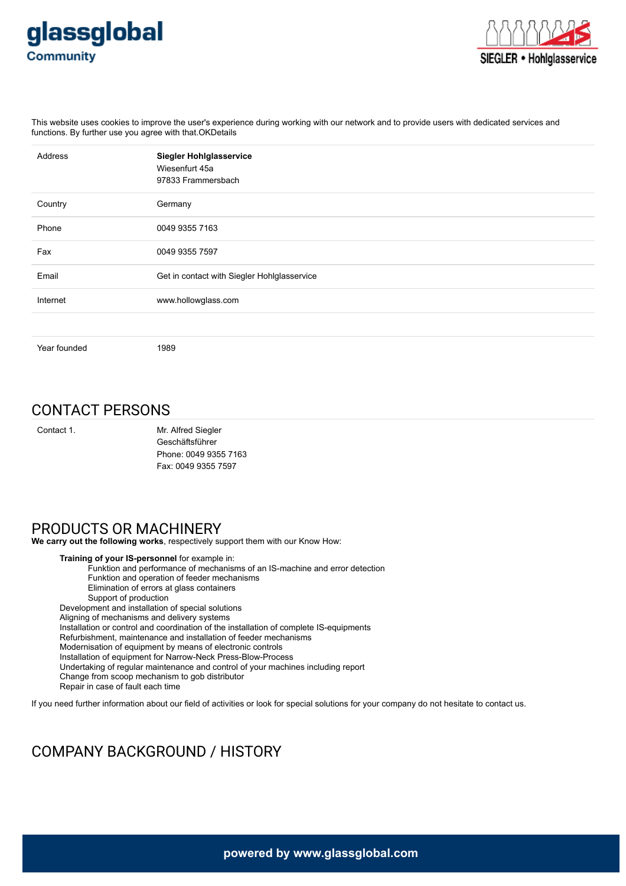glassglobal Community

SIEGLER • Hohlglasservice

This website uses cookies to improve the user's experience during working with our network and to provide users with dedicated services and functions. By further use you agree with that.OKDetails

| | |
|---|---|
| Address | **Siegler Hohlglasservice**<br>Wiesenfurt 45a<br>97833 Frammersbach |
| Country | Germany |
| Phone | 0049 9355 7163 |
| Fax | 0049 9355 7597 |
| Email | Get in contact with Siegler Hohlglasservice |
| Internet | www.hollowglass.com |
| | |
| Year founded | 1989 |

## CONTACT PERSONS

| | |
|---|---|
| Contact 1. | Mr. Alfred Siegler<br>Geschäftsführer<br>Phone: 0049 9355 7163<br>Fax: 0049 9355 7597 |

## PRODUCTS OR MACHINERY

**We carry out the following works**, respectively support them with our Know How:

- **Training of your IS-personnel** for example in:
  - Funktion and performance of mechanisms of an IS-machine and error detection
  - Funktion and operation of feeder mechanisms
  - Elimination of errors at glass containers
  - Support of production
- Development and installation of special solutions
- Aligning of mechanisms and delivery systems
- Installation or control and coordination of the installation of complete IS-equipments
- Refurbishment, maintenance and installation of feeder mechanisms
- Modernisation of equipment by means of electronic controls
- Installation of equipment for Narrow-Neck Press-Blow-Process
- Undertaking of regular maintenance and control of your machines including report
- Change from scoop mechanism to gob distributor
- Repair in case of fault each time

If you need further information about our field of activities or look for special solutions for your company do not hesitate to contact us.

## COMPANY BACKGROUND / HISTORY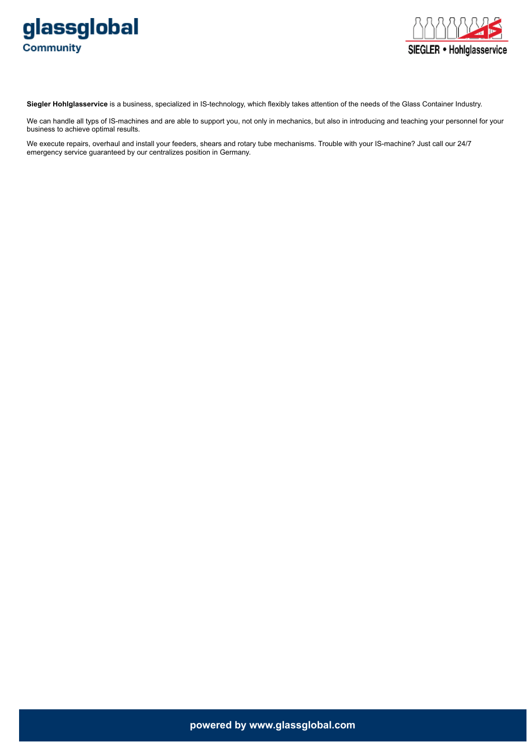**Siegler Hohlglasservice** is a business, specialized in IS-technology, which flexibly takes attention of the needs of the Glass Container Industry.

We can handle all typs of IS-machines and are able to support you, not only in mechanics, but also in introducing and teaching your personnel for your business to achieve optimal results.

We execute repairs, overhaul and install your feeders, shears and rotary tube mechanisms. Trouble with your IS-machine? Just call our 24/7 emergency service guaranteed by our centralizes position in Germany.